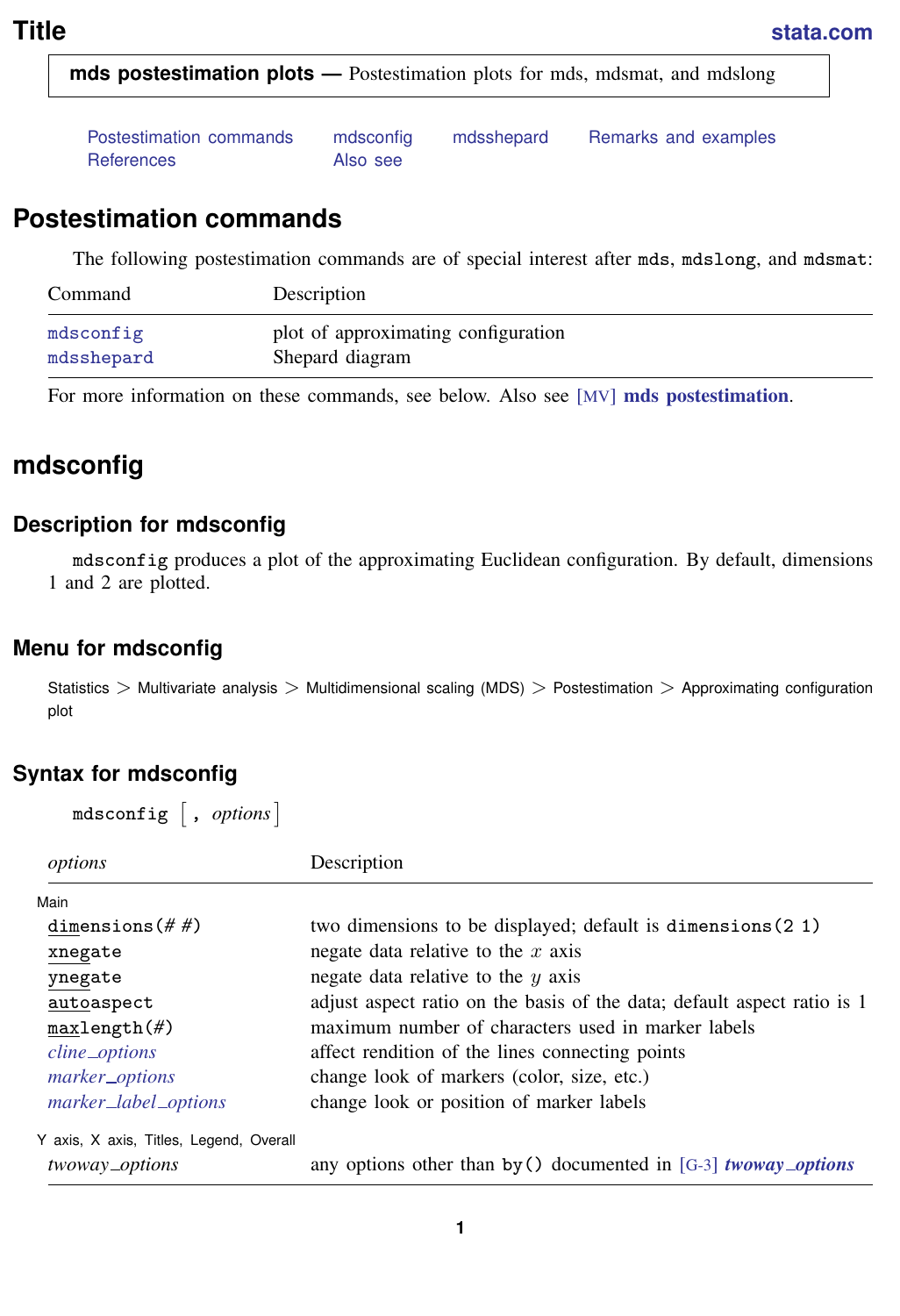# Title

stata.com

**mds postestimation plots** — Postestimation plots for mds, mdsmat, and mdslong

Postestimation commands    mdsconfig    mdsshepard    Remarks and examples
References    Also see

## Postestimation commands

The following postestimation commands are of special interest after `mds`, `mdslong`, and `mdsmat`:

| Command | Description |
|---|---|
| `mdsconfig` | plot of approximating configuration |
| `mdsshepard` | Shepard diagram |

For more information on these commands, see below. Also see [MV] **mds postestimation**.

## mdsconfig

### Description for mdsconfig

`mdsconfig` produces a plot of the approximating Euclidean configuration. By default, dimensions 1 and 2 are plotted.

### Menu for mdsconfig

Statistics > Multivariate analysis > Multidimensional scaling (MDS) > Postestimation > Approximating configuration plot

### Syntax for mdsconfig

```
mdsconfig [, options]
```

| *options* | Description |
|---|---|
| Main | |
| `dimensions(# #)` | two dimensions to be displayed; default is `dimensions(2 1)` |
| `xnegate` | negate data relative to the $x$ axis |
| `ynegate` | negate data relative to the $y$ axis |
| `autoaspect` | adjust aspect ratio on the basis of the data; default aspect ratio is 1 |
| `maxlength(#)` | maximum number of characters used in marker labels |
| *cline_options* | affect rendition of the lines connecting points |
| *marker_options* | change look of markers (color, size, etc.) |
| *marker_label_options* | change look or position of marker labels |
| Y axis, X axis, Titles, Legend, Overall | |
| *twoway_options* | any options other than `by()` documented in [G-3] ***twoway_options*** |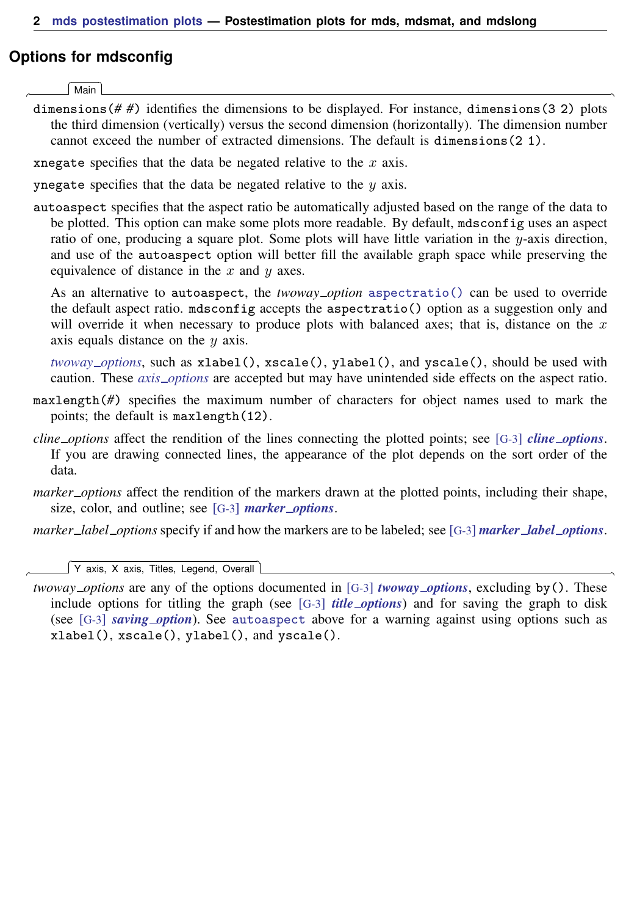## Options for mdsconfig

Main

`dimensions(# #)` identifies the dimensions to be displayed. For instance, `dimensions(3 2)` plots the third dimension (vertically) versus the second dimension (horizontally). The dimension number cannot exceed the number of extracted dimensions. The default is `dimensions(2 1)`.

`xnegate` specifies that the data be negated relative to the $x$ axis.

`ynegate` specifies that the data be negated relative to the $y$ axis.

`autoaspect` specifies that the aspect ratio be automatically adjusted based on the range of the data to be plotted. This option can make some plots more readable. By default, `mdsconfig` uses an aspect ratio of one, producing a square plot. Some plots will have little variation in the $y$-axis direction, and use of the `autoaspect` option will better fill the available graph space while preserving the equivalence of distance in the $x$ and $y$ axes.

As an alternative to `autoaspect`, the *twoway_option* `aspectratio()` can be used to override the default aspect ratio. `mdsconfig` accepts the `aspectratio()` option as a suggestion only and will override it when necessary to produce plots with balanced axes; that is, distance on the $x$ axis equals distance on the $y$ axis.

*twoway_options*, such as `xlabel()`, `xscale()`, `ylabel()`, and `yscale()`, should be used with caution. These *axis_options* are accepted but may have unintended side effects on the aspect ratio.

`maxlength(#)` specifies the maximum number of characters for object names used to mark the points; the default is `maxlength(12)`.

*cline_options* affect the rendition of the lines connecting the plotted points; see [G-3] ***cline_options***. If you are drawing connected lines, the appearance of the plot depends on the sort order of the data.

*marker_options* affect the rendition of the markers drawn at the plotted points, including their shape, size, color, and outline; see [G-3] ***marker_options***.

*marker_label_options* specify if and how the markers are to be labeled; see [G-3] ***marker_label_options***.

Y axis, X axis, Titles, Legend, Overall

*twoway_options* are any of the options documented in [G-3] ***twoway_options***, excluding `by()`. These include options for titling the graph (see [G-3] ***title_options***) and for saving the graph to disk (see [G-3] ***saving_option***). See `autoaspect` above for a warning against using options such as `xlabel()`, `xscale()`, `ylabel()`, and `yscale()`.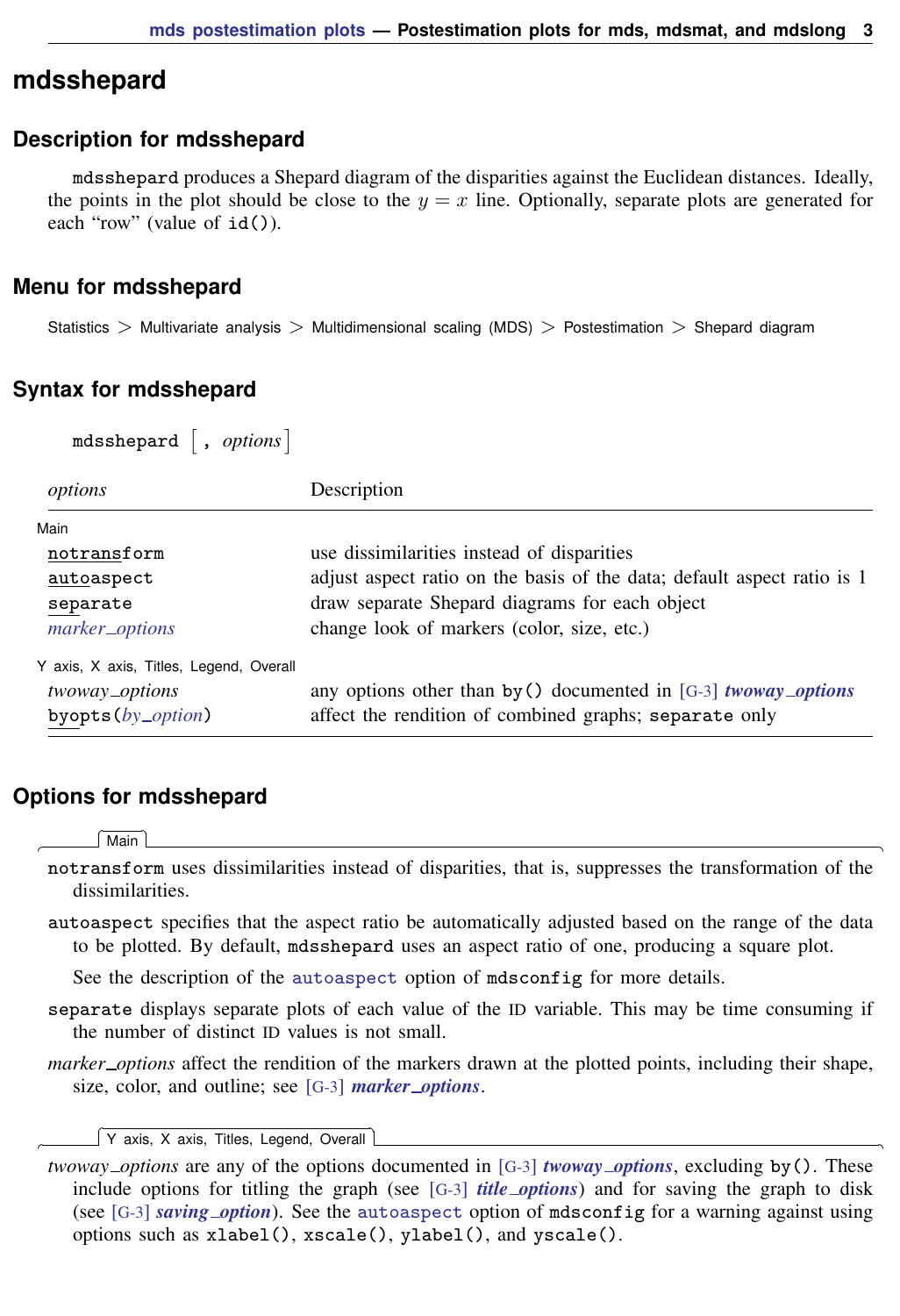# mdsshepard

## Description for mdsshepard

`mdsshepard` produces a Shepard diagram of the disparities against the Euclidean distances. Ideally, the points in the plot should be close to the $y = x$ line. Optionally, separate plots are generated for each "row" (value of `id()`).

## Menu for mdsshepard

Statistics > Multivariate analysis > Multidimensional scaling (MDS) > Postestimation > Shepard diagram

## Syntax for mdsshepard

```
mdsshepard [ , options ]
```

| *options* | Description |
|---|---|
| Main | |
| `notransform` | use dissimilarities instead of disparities |
| `autoaspect` | adjust aspect ratio on the basis of the data; default aspect ratio is 1 |
| `separate` | draw separate Shepard diagrams for each object |
| *marker_options* | change look of markers (color, size, etc.) |
| Y axis, X axis, Titles, Legend, Overall | |
| *twoway_options* | any options other than `by()` documented in [G-3] ***twoway_options*** |
| `byopts(`*by_option*`)` | affect the rendition of combined graphs; `separate` only |

## Options for mdsshepard

Main

`notransform` uses dissimilarities instead of disparities, that is, suppresses the transformation of the dissimilarities.

`autoaspect` specifies that the aspect ratio be automatically adjusted based on the range of the data to be plotted. By default, `mdsshepard` uses an aspect ratio of one, producing a square plot.

See the description of the `autoaspect` option of `mdsconfig` for more details.

`separate` displays separate plots of each value of the ID variable. This may be time consuming if the number of distinct ID values is not small.

*marker_options* affect the rendition of the markers drawn at the plotted points, including their shape, size, color, and outline; see [G-3] ***marker_options***.

Y axis, X axis, Titles, Legend, Overall

*twoway_options* are any of the options documented in [G-3] ***twoway_options***, excluding `by()`. These include options for titling the graph (see [G-3] ***title_options***) and for saving the graph to disk (see [G-3] ***saving_option***). See the `autoaspect` option of `mdsconfig` for a warning against using options such as `xlabel()`, `xscale()`, `ylabel()`, and `yscale()`.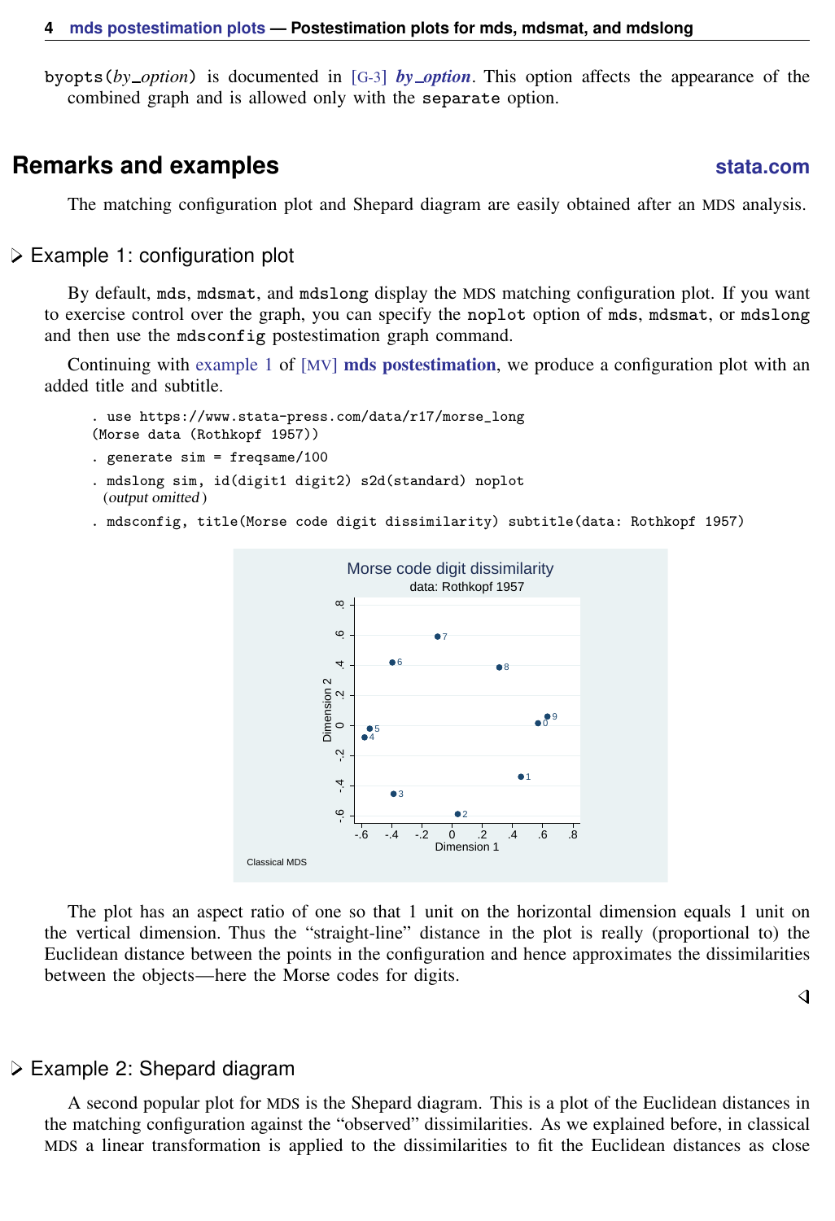byopts(*by_option*) is documented in [G-3] ***by_option***. This option affects the appearance of the combined graph and is allowed only with the separate option.

## Remarks and examples

The matching configuration plot and Shepard diagram are easily obtained after an MDS analysis.

### Example 1: configuration plot

By default, mds, mdsmat, and mdslong display the MDS matching configuration plot. If you want to exercise control over the graph, you can specify the noplot option of mds, mdsmat, or mdslong and then use the mdsconfig postestimation graph command.

Continuing with example 1 of [MV] **mds postestimation**, we produce a configuration plot with an added title and subtitle.

```
. use https://www.stata-press.com/data/r17/morse_long
(Morse data (Rothkopf 1957))
. generate sim = freqsame/100
. mdslong sim, id(digit1 digit2) s2d(standard) noplot
  (output omitted )
. mdsconfig, title(Morse code digit dissimilarity) subtitle(data: Rothkopf 1957)
```

The plot has an aspect ratio of one so that 1 unit on the horizontal dimension equals 1 unit on the vertical dimension. Thus the "straight-line" distance in the plot is really (proportional to) the Euclidean distance between the points in the configuration and hence approximates the dissimilarities between the objects—here the Morse codes for digits.

### Example 2: Shepard diagram

A second popular plot for MDS is the Shepard diagram. This is a plot of the Euclidean distances in the matching configuration against the "observed" dissimilarities. As we explained before, in classical MDS a linear transformation is applied to the dissimilarities to fit the Euclidean distances as close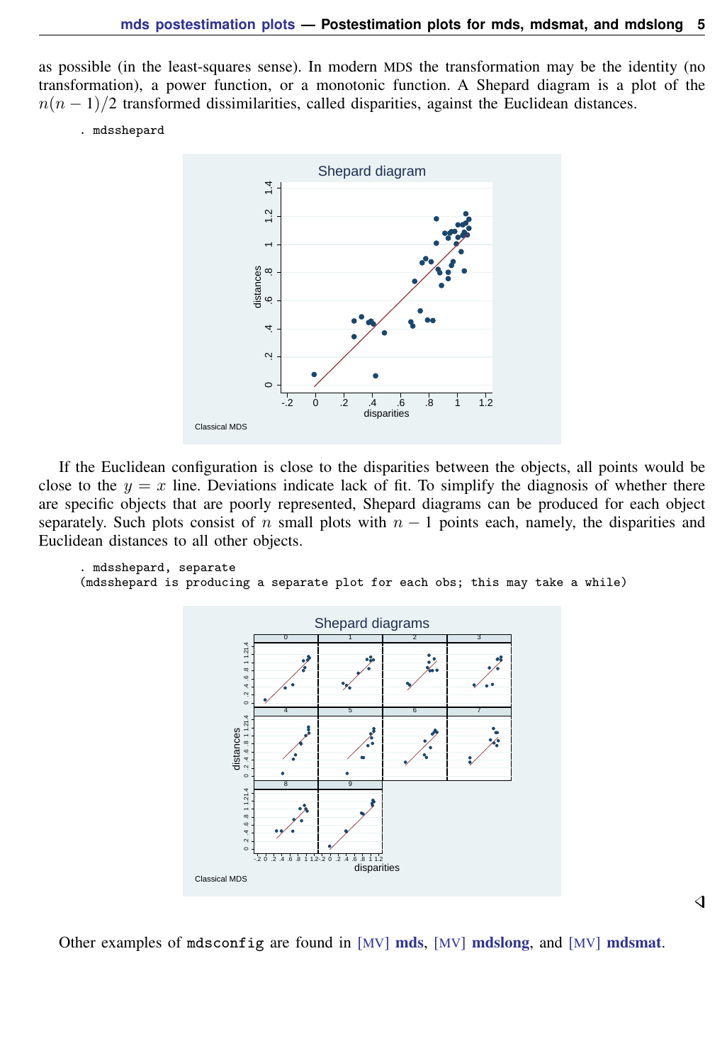as possible (in the least-squares sense). In modern MDS the transformation may be the identity (no transformation), a power function, or a monotonic function. A Shepard diagram is a plot of the $n(n-1)/2$ transformed dissimilarities, called disparities, against the Euclidean distances.

```
. mdsshepard
```

If the Euclidean configuration is close to the disparities between the objects, all points would be close to the $y = x$ line. Deviations indicate lack of fit. To simplify the diagnosis of whether there are specific objects that are poorly represented, Shepard diagrams can be produced for each object separately. Such plots consist of $n$ small plots with $n-1$ points each, namely, the disparities and Euclidean distances to all other objects.

```
. mdsshepard, separate
(mdsshepard is producing a separate plot for each obs; this may take a while)
```

◁

Other examples of `mdsconfig` are found in [MV] **mds**, [MV] **mdslong**, and [MV] **mdsmat**.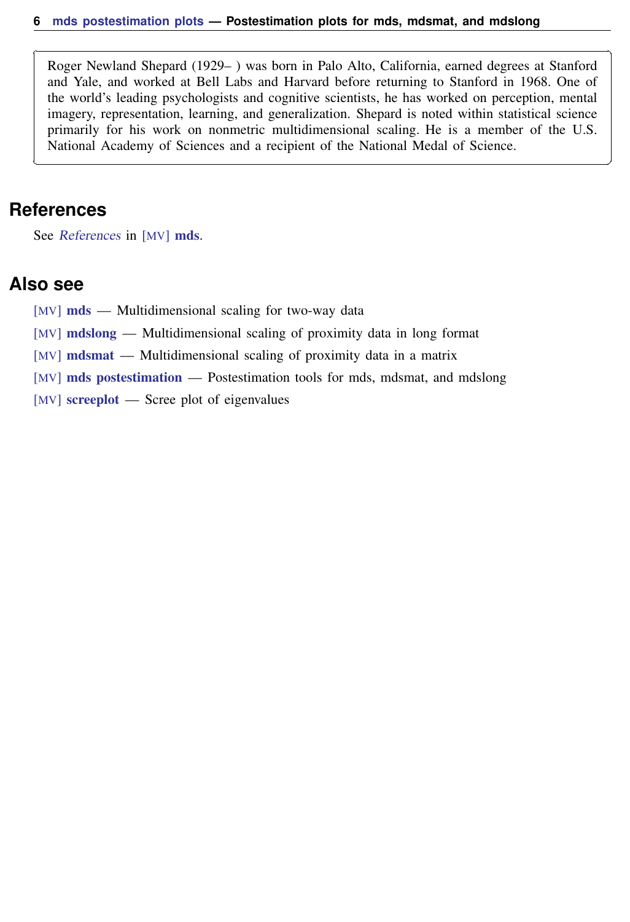Roger Newland Shepard (1929– ) was born in Palo Alto, California, earned degrees at Stanford and Yale, and worked at Bell Labs and Harvard before returning to Stanford in 1968. One of the world's leading psychologists and cognitive scientists, he has worked on perception, mental imagery, representation, learning, and generalization. Shepard is noted within statistical science primarily for his work on nonmetric multidimensional scaling. He is a member of the U.S. National Academy of Sciences and a recipient of the National Medal of Science.

## References

See *References* in [MV] **mds**.

## Also see

[MV] **mds** — Multidimensional scaling for two-way data

[MV] **mdslong** — Multidimensional scaling of proximity data in long format

[MV] **mdsmat** — Multidimensional scaling of proximity data in a matrix

[MV] **mds postestimation** — Postestimation tools for mds, mdsmat, and mdslong

[MV] **screeplot** — Scree plot of eigenvalues